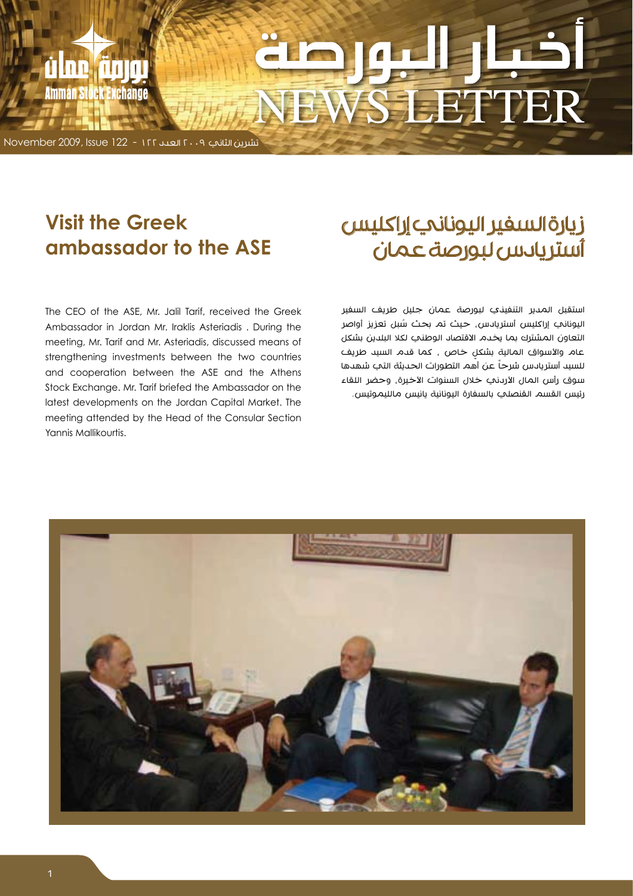# أخبار البورصة
# NEWS LETTER

## Visit the Greek ambassador to the ASE

The CEO of the ASE, Mr. Jalil Tarif, received the Greek Ambassador in Jordan Mr. Iraklis Asteriadis . During the meeting, Mr. Tarif and Mr. Asteriadis, discussed means of strengthening investments between the two countries and cooperation between the ASE and the Athens Stock Exchange. Mr. Tarif briefed the Ambassador on the latest developments on the Jordan Capital Market. The meeting attended by the Head of the Consular Section Yannis Mallikourtis.

## زيارة السفير اليوناني إراكليس أستريادس لبورصة عمان

استقبل المدير التنفيذي لبورصة عمان جليل طريف السفير اليوناني إراكليس أستريادس، حيث تم بحث سُبل تعزيز أواصر التعاون المشترك بما يخدم الاقتصاد الوطني لكلا البلدين بشكل عام والأسواق المالية بشكلٍ خاص , كما قدم السيد طريف للسيد أسترياديس شرحاً عن أهم التطورات الحديثة التي شهدها سوق رأس المال الأردني خلال السنوات الأخيرة، وحضر اللقاء رئيس القسم القنصلي بالسفارة اليونانية يانيس ماليموتيس.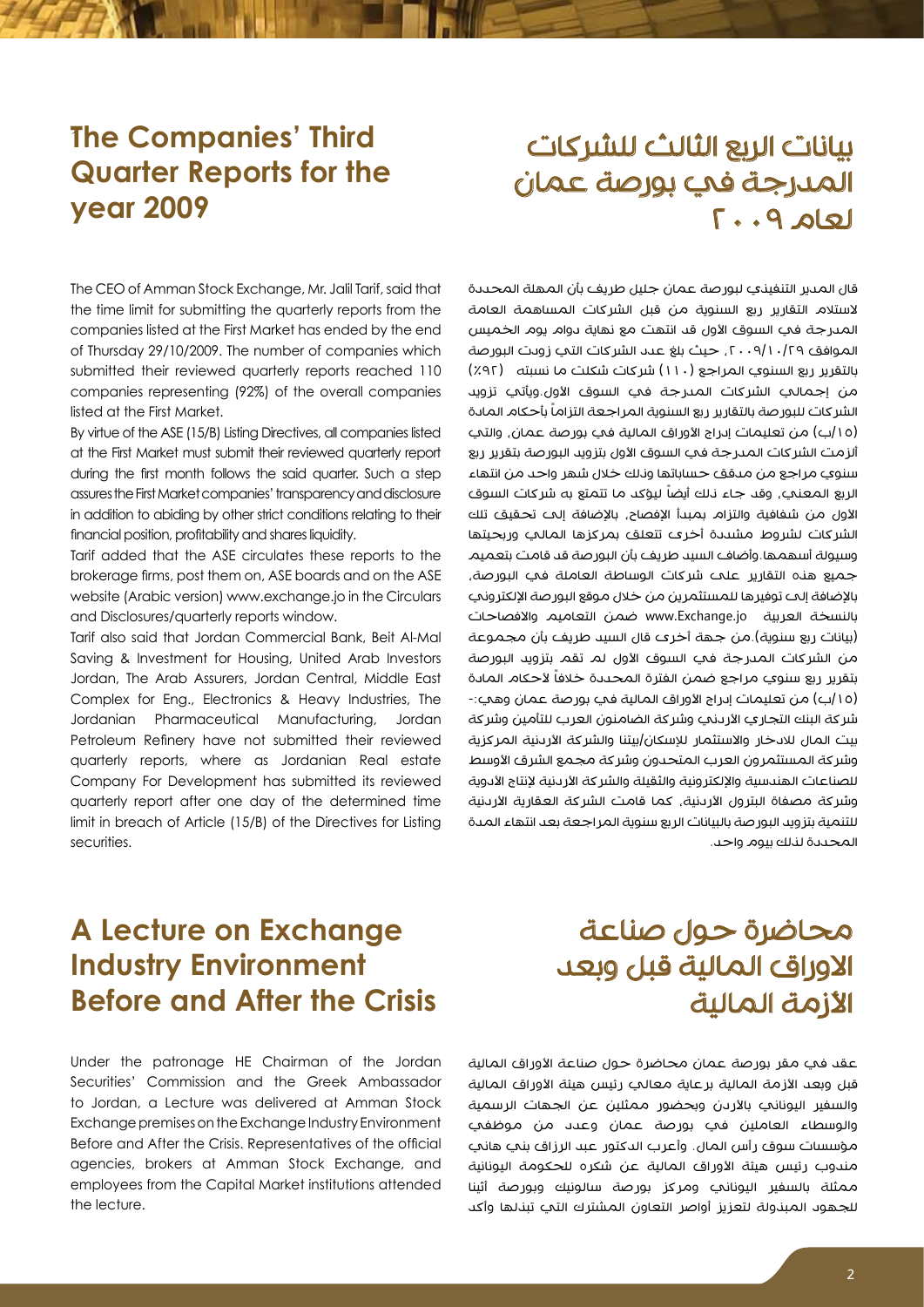## The Companies' Third Quarter Reports for the year 2009

The CEO of Amman Stock Exchange, Mr. Jalil Tarif, said that the time limit for submitting the quarterly reports from the companies listed at the First Market has ended by the end of Thursday 29/10/2009. The number of companies which submitted their reviewed quarterly reports reached 110 companies representing (92%) of the overall companies listed at the First Market.

By virtue of the ASE (15/B) Listing Directives, all companies listed at the First Market must submit their reviewed quarterly report during the first month follows the said quarter. Such a step assures the First Market companies' transparency and disclosure in addition to abiding by other strict conditions relating to their financial position, profitability and shares liquidity.

Tarif added that the ASE circulates these reports to the brokerage firms, post them on, ASE boards and on the ASE website (Arabic version) www.exchange.jo in the Circulars and Disclosures/quarterly reports window.

Tarif also said that Jordan Commercial Bank, Beit Al-Mal Saving & Investment for Housing, United Arab Investors Jordan, The Arab Assurers, Jordan Central, Middle East Complex for Eng., Electronics & Heavy Industries, The Jordanian Pharmaceutical Manufacturing, Jordan Petroleum Refinery have not submitted their reviewed quarterly reports, where as Jordanian Real estate Company For Development has submitted its reviewed quarterly report after one day of the determined time limit in breach of Article (15/B) of the Directives for Listing securities.

## بيانات الربع الثالث للشركات المدرجة في بورصة عمان لعام ٢٠٠٩

قال المدير التنفيذي لبورصة عمان جليل طريف بأن المهلة المحددة لاستلام التقارير ربع السنوية من قبل الشركات المساهمة العامة المدرجة في السوق الأول قد انتهت مع نهاية دوام يوم الخميس الموافق ٢٠٠٩/١٠/٢٩، حيث بلغ عدد الشركات التي زودت البورصة بالتقرير ربع السنوي المراجع (١١٠) شركات شكلت ما نسبته (٩٢٪) من إجمالي الشركات المدرجة في السوق الأول. ويأتي تزويد الشركات للبورصة بالتقارير ربع السنوية المراجعة التزاماً بأحكام المادة (١٥/ب) من تعليمات إدراج الأوراق المالية في بورصة عمان، والتي ألزمت الشركات المدرجة في السوق الأول بتزويد البورصة بتقرير ربع سنوي مراجع من مدقق حساباتها وذلك خلال شهر واحد من انتهاء الربع المعني، وقد جاء ذلك أيضاً ليؤكد ما تتمتع به شركات السوق الأول من شفافية والتزام بمبدأ الإفصاح، بالإضافة إلى تحقيق تلك الشركات لشروط مشددة أخرى تتعلق بمركزها المالي وربحيتها وسيولة أسهمها. وأضاف السيد طريف بأن البورصة قد قامت بتعميم جميع هذه التقارير على شركات الوساطة العاملة في البورصة، بالإضافة إلى توفيرها للمستثمرين من خلال موقع البورصة الإلكتروني بالنسخة العربية www.Exchange.jo ضمن التعاميم والافصاحات (بيانات ربع سنوية). من جهة أخرى قال السيد طريف بأن مجموعة من الشركات المدرجة في السوق الأول لم تقم بتزويد البورصة بتقرير ربع سنوي مراجع ضمن الفترة المحددة خلافاً لأحكام المادة (١٥/ب) من تعليمات إدراج الأوراق المالية في بورصة عمان وهي:- شركة البنك التجاري الأردني وشركة الضامنون العرب للتأمين وشركة بيت المال للادخار والاستثمار للإسكان/بيتنا والشركة الأردنية المركزية وشركة المستثمرون العرب المتحدون وشركة مجمع الشرق الأوسط للصناعات الهندسية والإلكترونية والثقيلة والشركة الأردنية لإنتاج الأدوية وشركة مصفاة البترول الأردنية، كما قامت الشركة العقارية الأردنية للتنمية بتزويد البورصة بالبيانات الربع سنوية المراجعة بعد انتهاء المدة المحددة لذلك بيوم واحد.

## A Lecture on Exchange Industry Environment Before and After the Crisis

Under the patronage HE Chairman of the Jordan Securities' Commission and the Greek Ambassador to Jordan, a Lecture was delivered at Amman Stock Exchange premises on the Exchange Industry Environment Before and After the Crisis. Representatives of the official agencies, brokers at Amman Stock Exchange, and employees from the Capital Market institutions attended the lecture.

## محاضرة حول صناعة الاوراق المالية قبل وبعد الأزمة المالية

عقد في مقر بورصة عمان محاضرة حول صناعة الاوراق المالية قبل وبعد الأزمة المالية برعاية معالي رئيس هيئة الاوراق المالية والسفير اليوناني بالأردن وبحضور ممثلين عن الجهات الرسمية والوسطاء العاملين في بورصة عمان وعدد من موظفي مؤسسات سوق رأس المال. وأعرب الدكتور عبد الرزاق بني هاني مندوب رئيس هيئة الاوراق المالية عن شكره للحكومة اليونانية ممثلة بالسفير اليوناني ومركز بورصة سالونيك وبورصة أثينا للجهود المبذولة لتعزيز أواصر التعاون المشترك التي تبذلها وأكد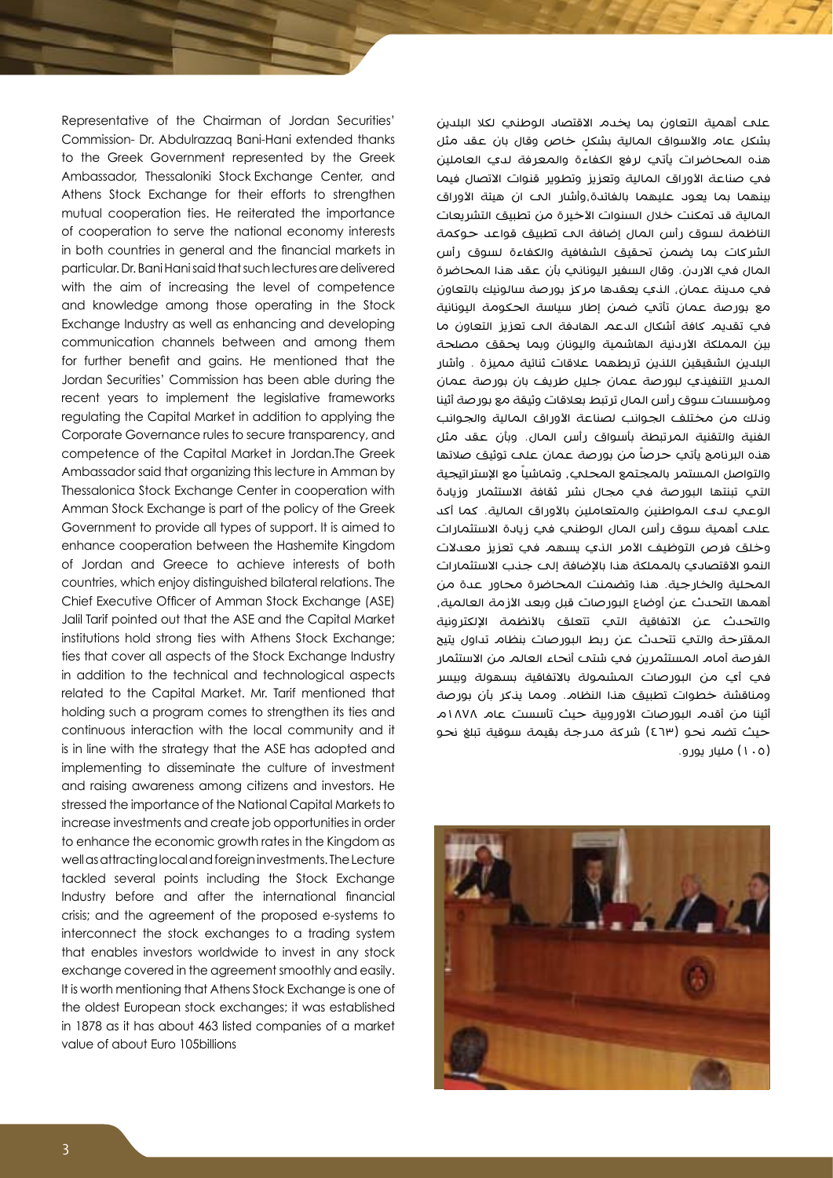Representative of the Chairman of Jordan Securities' Commission- Dr. Abdulrazzaq Bani-Hani extended thanks to the Greek Government represented by the Greek Ambassador, Thessaloniki Stock Exchange Center, and Athens Stock Exchange for their efforts to strengthen mutual cooperation ties. He reiterated the importance of cooperation to serve the national economy interests in both countries in general and the financial markets in particular. Dr. Bani Hani said that such lectures are delivered with the aim of increasing the level of competence and knowledge among those operating in the Stock Exchange Industry as well as enhancing and developing communication channels between and among them for further benefit and gains. He mentioned that the Jordan Securities' Commission has been able during the recent years to implement the legislative frameworks regulating the Capital Market in addition to applying the Corporate Governance rules to secure transparency, and competence of the Capital Market in Jordan.The Greek Ambassador said that organizing this lecture in Amman by Thessalonica Stock Exchange Center in cooperation with Amman Stock Exchange is part of the policy of the Greek Government to provide all types of support. It is aimed to enhance cooperation between the Hashemite Kingdom of Jordan and Greece to achieve interests of both countries, which enjoy distinguished bilateral relations. The Chief Executive Officer of Amman Stock Exchange (ASE) Jalil Tarif pointed out that the ASE and the Capital Market institutions hold strong ties with Athens Stock Exchange; ties that cover all aspects of the Stock Exchange Industry in addition to the technical and technological aspects related to the Capital Market. Mr. Tarif mentioned that holding such a program comes to strengthen its ties and continuous interaction with the local community and it is in line with the strategy that the ASE has adopted and implementing to disseminate the culture of investment and raising awareness among citizens and investors. He stressed the importance of the National Capital Markets to increase investments and create job opportunities in order to enhance the economic growth rates in the Kingdom as well as attracting local and foreign investments. The Lecture tackled several points including the Stock Exchange Industry before and after the international financial crisis; and the agreement of the proposed e-systems to interconnect the stock exchanges to a trading system that enables investors worldwide to invest in any stock exchange covered in the agreement smoothly and easily. It is worth mentioning that Athens Stock Exchange is one of the oldest European stock exchanges; it was established in 1878 as it has about 463 listed companies of a market value of about Euro 105billions

على أهمية التعاون بما يخدم الاقتصاد الوطني لكلا البلدين بشكل عام والأسواق المالية بشكلٍ خاص وقال بأن عقد مثل هذه المحاضرات يأتي لرفع الكفاءة والمعرفة لدى العاملين في صناعة الأوراق المالية وتعزيز وتطوير قنوات الاتصال فيما بينهما بما يعود عليهما بالفائدة،وأشار الى ان هيئة الأوراق المالية قد تمكنت خلال السنوات الأخيرة من تطبيق التشريعات الناظمة لسوق رأس المال إضافة الى تطبيق قواعد حوكمة الشركات بما يضمن تحقيق الشفافية والكفاءة لسوق رأس المال في الاردن. وقال السفير اليوناني بأن عقد هذا المحاضرة في مدينة عمان، الذي يعقدها مركز بورصة سالونيك بالتعاون مع بورصة عمان تأتي ضمن إطار سياسة الحكومة اليونانية في تقديم كافة أشكال الدعم الهادفة الى تعزيز التعاون ما بين المملكة الاردنية الهاشمية واليونان وبما يحقق مصلحة البلدين الشقيقين اللذين تربطهما علاقات ثنائية مميزة . وأشار المدير التنفيذي لبورصة عمان جليل طريف بأن بورصة عمان ومؤسسات سوق رأس المال ترتبط بعلاقات وثيقة مع بورصة أثينا وذلك من مختلف الجوانب لصناعة الأوراق المالية والجوانب الفنية والتقنية المرتبطة بأسواق رأس المال. وبأن عقد مثل هذه البرنامج يأتي حرصاً من بورصة عمان على توثيق صلاتها والتواصل المستمر بالمجتمع المحلي، وتماشياً مع الإستراتيجية التي تبنتها البورصة في مجال نشر ثقافة الاستثمار وزيادة الوعي لدى المواطنين والمتعاملين بالأوراق المالية. كما أكد على أهمية سوق رأس المال الوطني في زيادة الاستثمارات وخلق فرص التوظيف الأمر الذي يسهم في تعزيز معدلات النمو الاقتصادي بالمملكة هذا بالإضافة إلى جذب الاستثمارات المحلية والخارجية. هذا وتضمنت المحاضرة محاور عدة من أهمها التحدث عن أوضاع البورصات قبل وبعد الأزمة العالمية، والتحدث عن الاتفاقية التي تتعلق بالأنظمة الإلكترونية المقترحة والتي تتحدث عن ربط البورصات بنظام تداول يتيح الفرصة أمام المستثمرين في شتى أنحاء العالم من الاستثمار في أي من البورصات المشمولة بالاتفاقية بسهولة ويسر ومناقشة خطوات تطبيق هذا النظام. ومما يذكر بأن بورصة أثينا من أقدم البورصات الأوروبية حيث تأسست عام ١٨٧٨م حيث تضم نحو (٤٦٣) شركة مدرجة بقيمة سوقية تبلغ نحو (١٠٥) مليار يورو.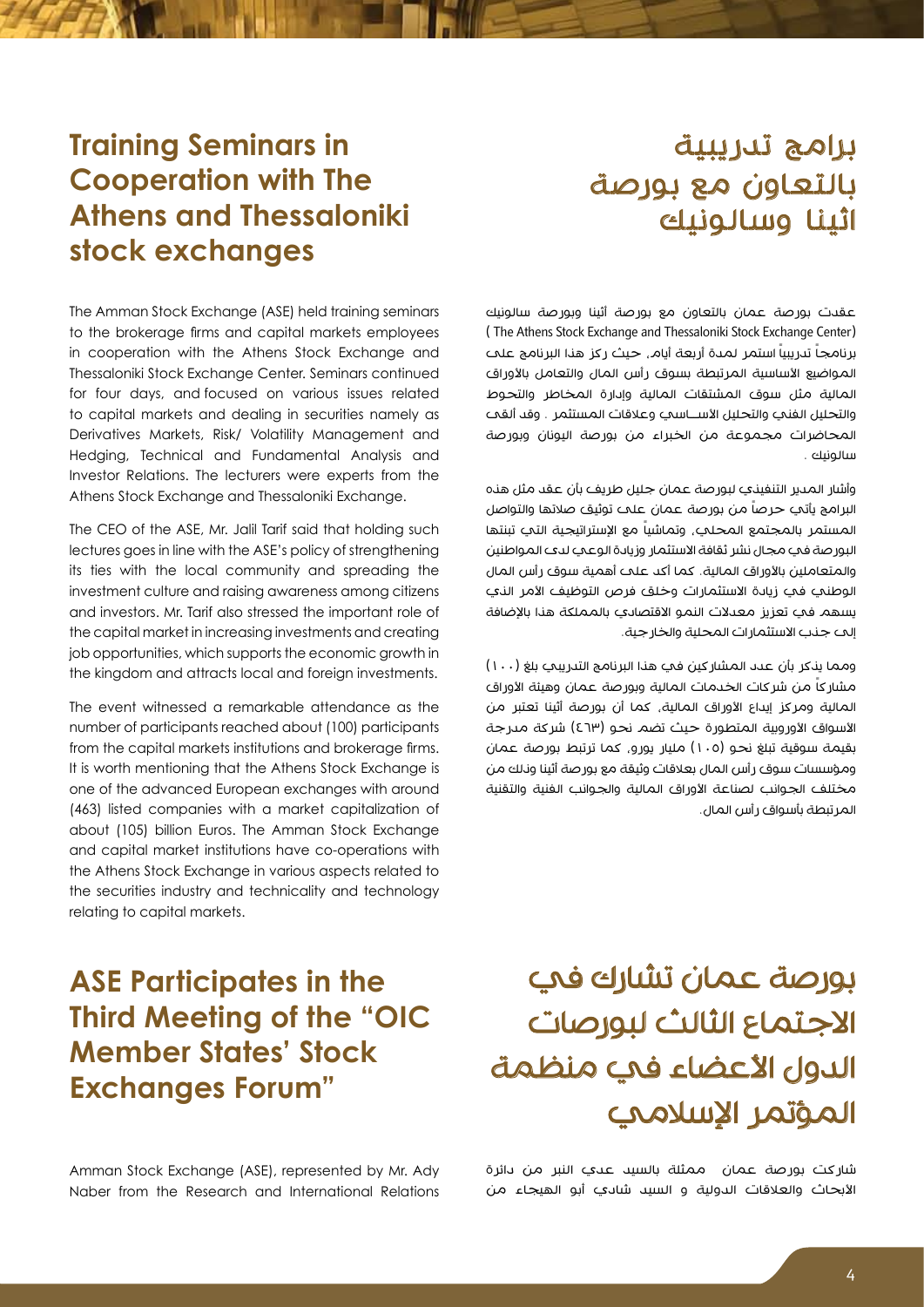## Training Seminars in Cooperation with The Athens and Thessaloniki stock exchanges

The Amman Stock Exchange (ASE) held training seminars to the brokerage firms and capital markets employees in cooperation with the Athens Stock Exchange and Thessaloniki Stock Exchange Center. Seminars continued for four days, and focused on various issues related to capital markets and dealing in securities namely as Derivatives Markets, Risk/ Volatility Management and Hedging, Technical and Fundamental Analysis and Investor Relations. The lecturers were experts from the Athens Stock Exchange and Thessaloniki Exchange.

The CEO of the ASE, Mr. Jalil Tarif said that holding such lectures goes in line with the ASE's policy of strengthening its ties with the local community and spreading the investment culture and raising awareness among citizens and investors. Mr. Tarif also stressed the important role of the capital market in increasing investments and creating job opportunities, which supports the economic growth in the kingdom and attracts local and foreign investments.

The event witnessed a remarkable attendance as the number of participants reached about (100) participants from the capital markets institutions and brokerage firms. It is worth mentioning that the Athens Stock Exchange is one of the advanced European exchanges with around (463) listed companies with a market capitalization of about (105) billion Euros. The Amman Stock Exchange and capital market institutions have co-operations with the Athens Stock Exchange in various aspects related to the securities industry and technicality and technology relating to capital markets.

## برامج تدريبية بالتعاون مع بورصة اثينا وسالونيك

عقدت بورصة عمان بالتعاون مع بورصة أثينا وبورصة سالونيك ( The Athens Stock Exchange and Thessaloniki Stock Exchange Center) برنامجاً تدريبياً استمر لمدة أربعة أيام، حيث ركز هذا البرنامج على المواضيع الأساسية المرتبطة بسوق رأس المال والتعامل بالأوراق المالية مثل سوق المشتقات المالية وإدارة المخاطر والتحوط والتحليل الفني والتحليل الأســاسي وعلاقات المستثمر . وقد ألقى المحاضرات مجموعة من الخبراء من بورصة اليونان وبورصة سالونيك .

وأشار المدير التنفيذي لبورصة عمان جليل طريف بأن عقد مثل هذه البرامج يأتي حرصاً من بورصة عمان على توثيق صلاتها والتواصل المستمر بالمجتمع المحلي، وتماشياً مع الإستراتيجية التي تبنتها البورصة في مجال نشر ثقافة الاستثمار وزيادة الوعي لدى المواطنين والمتعاملين بالأوراق المالية. كما أكد على أهمية سوق رأس المال الوطني في زيادة الاستثمارات وخلق فرص التوظيف الأمر الذي يسهم في تعزيز معدلات النمو الاقتصادي بالمملكة هذا بالإضافة إلى جذب الاستثمارات المحلية والخارجية.

ومما يذكر بأن عدد المشاركين في هذا البرنامج التدريبي بلغ (١٠٠) مشاركاً من شركات الخدمات المالية وبورصة عمان وهيئة الاوراق المالية ومركز إيداع الأوراق المالية، كما أن بورصة أثينا تعتبر من الأسواق الأوروبية المتطورة حيث تضم نحو (٤٦٣) شركة مدرجة بقيمة سوقية تبلغ نحو (١٠٥) مليار يورو، كما ترتبط بورصة عمان ومؤسسات سوق رأس المال بعلاقات وثيقة مع بورصة أثينا وذلك من مختلف الجوانب لصناعة الأوراق المالية والجوانب الفنية والتقنية المرتبطة بأسواق رأس المال.

## ASE Participates in the Third Meeting of the "OIC Member States' Stock Exchanges Forum"

Amman Stock Exchange (ASE), represented by Mr. Ady Naber from the Research and International Relations

## بورصة عمان تشارك في الاجتماع الثالث لبورصات الدول الأعضاء في منظمة المؤتمر الإسلامي

شاركت بورصة عمان ممثلة بالسيد عدي النبر من دائرة الأبحاث والعلاقات الدولية و السيد شادي أبو الهيجاء من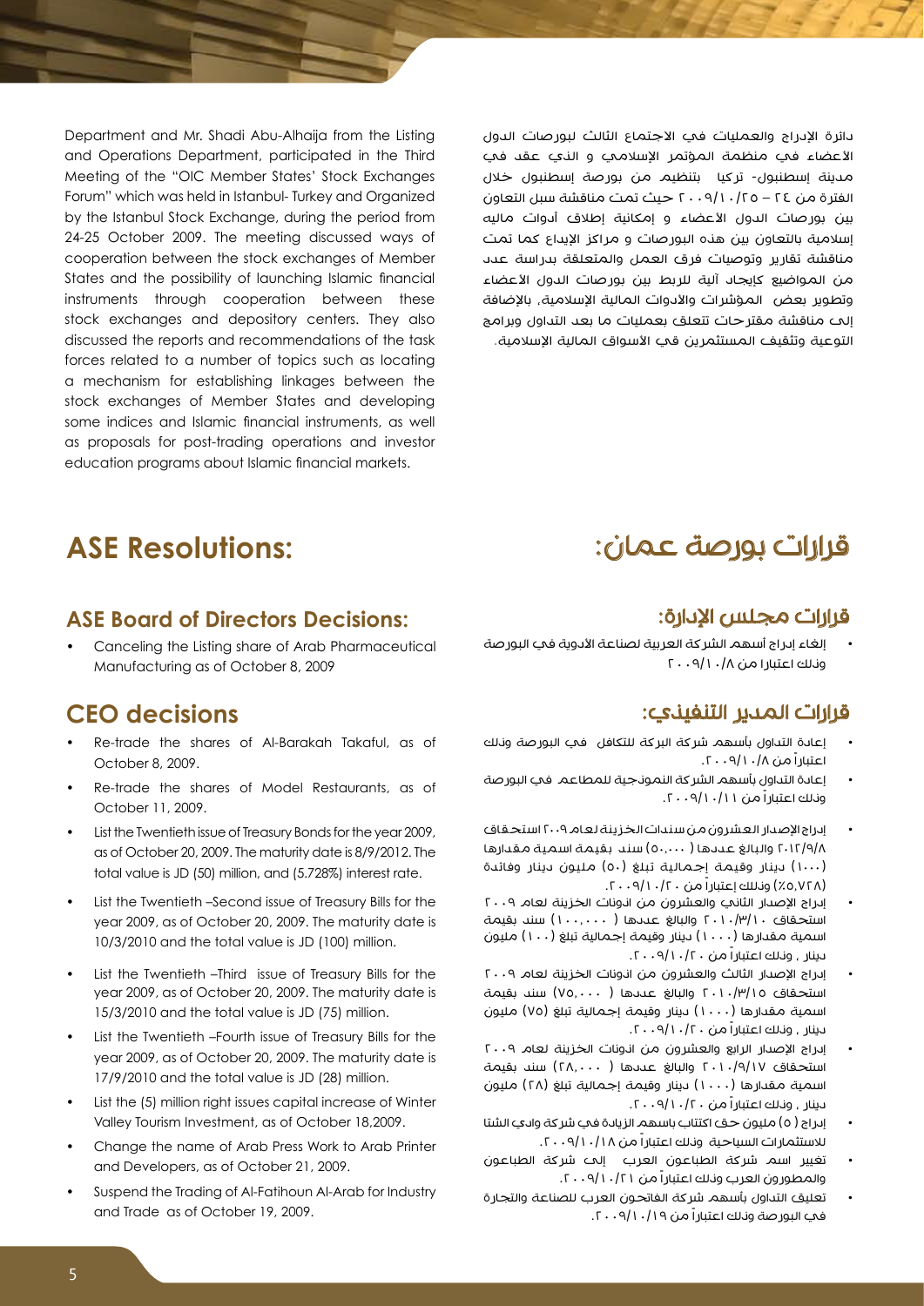Department and Mr. Shadi Abu-Alhaija from the Listing and Operations Department, participated in the Third Meeting of the "OIC Member States' Stock Exchanges Forum" which was held in Istanbul- Turkey and Organized by the Istanbul Stock Exchange, during the period from 24-25 October 2009. The meeting discussed ways of cooperation between the stock exchanges of Member States and the possibility of launching Islamic financial instruments through cooperation between these stock exchanges and depository centers. They also discussed the reports and recommendations of the task forces related to a number of topics such as locating a mechanism for establishing linkages between the stock exchanges of Member States and developing some indices and Islamic financial instruments, as well as proposals for post-trading operations and investor education programs about Islamic financial markets.

دائرة الإدراج والعمليات في الاجتماع الثالث لبورصات الدول الأعضاء في منظمة المؤتمر الإسلامي و الذي عقد في مدينة إسطنبول- تركيا بتنظيم من بورصة إسطنبول خلال الفترة من ٢٤ – ٢٠٠٩/١٠/٢٥ حيث تمت مناقشة سبل التعاون بين بورصات الدول الأعضاء و إمكانية إطلاق أدوات ماليه إسلامية بالتعاون بين هذه البورصات و مراكز الإيداع كما تمت مناقشة تقارير وتوصيات فرق العمل والمتعلقة بدراسة عدد من المواضيع كإيجاد آلية للربط بين بورصات الدول الأعضاء وتطوير بعض المؤشرات والأدوات المالية الإسلامية، بالإضافة إلى مناقشة مقترحات تتعلق بعمليات ما بعد التداول وبرامج التوعية وتثقيف المستثمرين في الأسواق المالية الإسلامية.

# ASE Resolutions:

## ASE Board of Directors Decisions:

- Canceling the Listing share of Arab Pharmaceutical Manufacturing as of October 8, 2009

## CEO decisions

- Re-trade the shares of Al-Barakah Takaful, as of October 8, 2009.
- Re-trade the shares of Model Restaurants, as of October 11, 2009.
- List the Twentieth issue of Treasury Bonds for the year 2009, as of October 20, 2009. The maturity date is 8/9/2012. The total value is JD (50) million, and (5.728%) interest rate.
- List the Twentieth –Second issue of Treasury Bills for the year 2009, as of October 20, 2009. The maturity date is 10/3/2010 and the total value is JD (100) million.
- List the Twentieth –Third issue of Treasury Bills for the year 2009, as of October 20, 2009. The maturity date is 15/3/2010 and the total value is JD (75) million.
- List the Twentieth –Fourth issue of Treasury Bills for the year 2009, as of October 20, 2009. The maturity date is 17/9/2010 and the total value is JD (28) million.
- List the (5) million right issues capital increase of Winter Valley Tourism Investment, as of October 18,2009.
- Change the name of Arab Press Work to Arab Printer and Developers, as of October 21, 2009.
- Suspend the Trading of Al-Fatihoun Al-Arab for Industry and Trade as of October 19, 2009.

# قرارات بورصة عمان:

## قرارات مجلس الإدارة:

- إلغاء إدراج أسهم الشركة العربية لصناعة الأدوية في البورصة وذلك اعتبارا من ٢٠٠٩/١٠/٨

## قرارات المدير التنفيذي:

- إعادة التداول بأسهم شركة البركة للتكافل في البورصة وذلك اعتباراً من ٢٠٠٩/١٠/٨.
- إعادة التداول بأسهم الشركة النموذجية للمطاعم في البورصة وذلك اعتباراً من ٢٠٠٩/١٠/١١.
- إدراج الإصدار العشرون من سندات الخزينة لعام ٢٠٠٩ استحقاق ٢٠١٢/٩/٨ والبالغ عددها ( ٥٠,٠٠٠) سند بقيمة اسمية مقدارها (١٠٠٠) دينار وقيمة إجمالية تبلغ (٥٠) مليون دينار وفائدة (٥,٧٢٨٪) وذلك إعتباراً من ٢٠٠٩/١٠/٢٠.
- إدراج الإصدار الثاني والعشرون من أذونات الخزينة لعام ٢٠٠٩ استحقاق ٢٠١٠/٣/١٠ والبالغ عددها ( ١٠٠,٠٠٠) سند بقيمة اسمية مقدارها (١٠٠٠) دينار وقيمة إجمالية تبلغ (١٠٠) مليون دينار , وذلك اعتباراً من ٢٠٠٩/١٠/٢٠.
- إدراج الإصدار الثالث والعشرون من أذونات الخزينة لعام ٢٠٠٩ استحقاق ٢٠١٠/٣/١٥ والبالغ عددها ( ٧٥,٠٠٠) سند بقيمة اسمية مقدارها (١٠٠٠) دينار وقيمة إجمالية تبلغ (٧٥) مليون دينار , وذلك اعتباراً من ٢٠٠٩/١٠/٢٠.
- إدراج الإصدار الرابع والعشرون من أذونات الخزينة لعام ٢٠٠٩ استحقاق ٢٠١٠/٩/١٧ والبالغ عددها ( ٢٨,٠٠٠) سند بقيمة اسمية مقدارها (١٠٠٠) دينار وقيمة إجمالية تبلغ (٢٨) مليون دينار , وذلك اعتباراً من ٢٠٠٩/١٠/٢٠.
- إدراج ( ٥) مليون حق اكتتاب بأسهم الزيادة في شركة وادي الشتا للاستثمارات السياحية وذلك اعتباراً من ٢٠٠٩/١٠/١٨.
- تغيير اسم شركة الطباعون العرب إلى شركة الطباعون والمطورون العرب وذلك اعتباراً من ٢٠٠٩/١٠/٢١.
- تعليق التداول بأسهم شركة الفاتحون العرب للصناعة والتجارة في البورصة وذلك اعتباراً من ٢٠٠٩/١٠/١٩.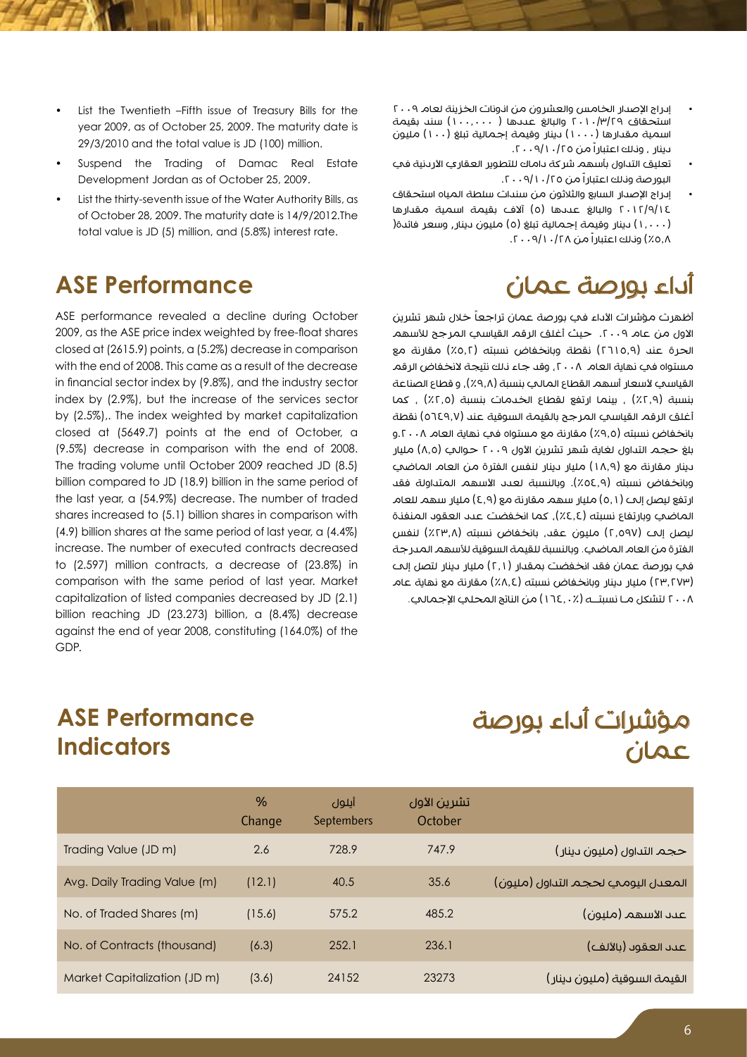- List the Twentieth –Fifth issue of Treasury Bills for the year 2009, as of October 25, 2009. The maturity date is 29/3/2010 and the total value is JD (100) million.
- Suspend the Trading of Damac Real Estate Development Jordan as of October 25, 2009.
- List the thirty-seventh issue of the Water Authority Bills, as of October 28, 2009. The maturity date is 14/9/2012.The total value is JD (5) million, and (5.8%) interest rate.

- إدراج الإصدار الخامس والعشرون من اذونات الخزينة لعام ٢٠٠٩ استحقاق ٢٠١٠/٣/٢٩ والبالغ عددها (١٠٠,٠٠٠) سند بقيمة اسمية مقدارها (١٠٠٠) دينار وقيمة إجمالية تبلغ (١٠٠) مليون دينار ، وذلك اعتباراً من ٢٠٠٩/١٠/٢٥.
- تعليق التداول بأسهم شركة داماك للتطوير العقاري الأردنية في البورصة وذلك اعتباراً من ٢٠٠٩/١٠/٢٥.
- إدراج الإصدار السابع والثلاثون من سندات سلطة المياه استحقاق ٢٠١٢/٩/١٤ والبالغ عددها (٥) آلاف بقيمة اسمية مقدارها (١,٠٠٠) دينار وقيمة إجمالية تبلغ (٥) مليون دينار, وسعر فائدة(٥,٨٪) وذلك اعتباراً من ٢٠٠٩/١٠/٢٨.

## ASE Performance

ASE performance revealed a decline during October 2009, as the ASE price index weighted by free-float shares closed at (2615.9) points, a (5.2%) decrease in comparison with the end of 2008. This came as a result of the decrease in financial sector index by (9.8%), and the industry sector index by (2.9%), but the increase of the services sector by (2.5%),. The index weighted by market capitalization closed at (5649.7) points at the end of October, a (9.5%) decrease in comparison with the end of 2008. The trading volume until October 2009 reached JD (8.5) billion compared to JD (18.9) billion in the same period of the last year, a (54.9%) decrease. The number of traded shares increased to (5.1) billion shares in comparison with (4.9) billion shares at the same period of last year, a (4.4%) increase. The number of executed contracts decreased to (2.597) million contracts, a decrease of (23.8%) in comparison with the same period of last year. Market capitalization of listed companies decreased by JD (2.1) billion reaching JD (23.273) billion, a (8.4%) decrease against the end of year 2008, constituting (164.0%) of the GDP.

## أداء بورصة عمان

أظهرت مؤشرات الأداء في بورصة عمان تراجعاً خلال شهر تشرين الاول من عام ٢٠٠٩. حيث أغلق الرقم القياسي المرجح للأسهم الحرة عند (٢٦١٥,٩) نقطة وبانخفاض نسبته (٥,٢٪) مقارنة مع مستواه في نهاية العام ٢٠٠٨, وقد جاء ذلك نتيجة لانخفاض الرقم القياسي لأسعار أسهم القطاع المالي بنسبة (٩,٨٪), و قطاع الصناعة بنسبة (٢,٩٪) , بينما ارتفع لقطاع الخدمات بنسبة (٢,٥٪) , كما أغلق الرقم القياسي المرجح بالقيمة السوقية عند (٥٦٤٩,٧) نقطة بانخفاض نسبته (٩,٥٪) مقارنة مع مستواه في نهاية العام ٢٠٠٨.و بلغ حجم التداول لغاية شهر تشرين الأول ٢٠٠٩ حوالي (٨,٥) مليار دينار مقارنة مع (١٨,٩) مليار دينار لنفس الفترة من العام الماضي وبانخفاض نسبته (٥٤,٩٪). وبالنسبة لعدد الأسهم المتداولة فقد ارتفع ليصل إلى (٥,١) مليار سهم مقارنة مع (٤,٩) مليار سهم للعام الماضي وبارتفاع نسبته (٤,٤٪), كما انخفضت عدد العقود المنفذة ليصل إلى (٢,٥٩٧) مليون عقد, بانخفاض نسبته (٢٣,٨٪) لنفس الفترة من العام الماضي. وبالنسبة للقيمة السوقية للأسهم المدرجة في بورصة عمان فقد انخفضت بمقدار (٢,١) مليار دينار لتصل إلى (٢٣,٢٧٣) مليار دينار وبانخفاض نسبته (٨,٤٪) مقارنة مع نهاية عام ٢٠٠٨ لتشكل مـا نسبتــه (١٦٤,٠٪) من الناتج المحلي الإجمالي.

## ASE Performance Indicators

## مؤشرات أداء بورصة عمان

| | % Change | أيلول Septembers | تشرين الأول October | |
|---|---|---|---|---|
| Trading Value (JD m) | 2.6 | 728.9 | 747.9 | حجم التداول (مليون دينار) |
| Avg. Daily Trading Value (m) | (12.1) | 40.5 | 35.6 | المعدل اليومي لحجم التداول (مليون) |
| No. of Traded Shares (m) | (15.6) | 575.2 | 485.2 | عدد الأسهم (مليون) |
| No. of Contracts (thousand) | (6.3) | 252.1 | 236.1 | عدد العقود (بالالف) |
| Market Capitalization (JD m) | (3.6) | 24152 | 23273 | القيمة السوقية (مليون دينار) |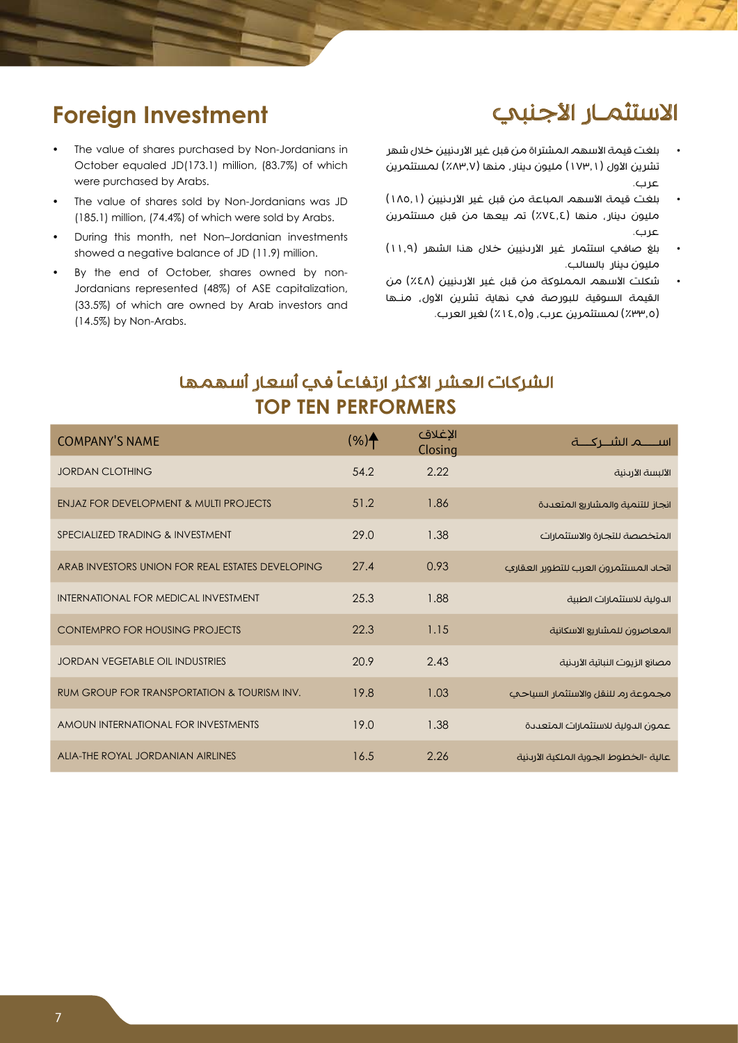## Foreign Investment

- The value of shares purchased by Non-Jordanians in October equaled JD(173.1) million, (83.7%) of which were purchased by Arabs.
- The value of shares sold by Non-Jordanians was JD (185.1) million, (74.4%) of which were sold by Arabs.
- During this month, net Non–Jordanian investments showed a negative balance of JD (11.9) million.
- By the end of October, shares owned by non-Jordanians represented (48%) of ASE capitalization, (33.5%) of which are owned by Arab investors and (14.5%) by Non-Arabs.

## الاستثمـار الأجنبي

- بلغت قيمة الأسهم المشتراة من قبل غير الأردنيين خلال شهر تشرين الأول (١٧٣,١) مليون دينار، منها (٨٣,٧٪) لمستثمرين عرب.
- بلغت قيمة الأسهم المباعة من قبل غير الأردنيين (١٨٥,١) مليون دينار، منها (٧٤,٤٪) تم بيعها من قبل مستثمرين عرب.
- بلغ صافي استثمار غير الأردنيين خلال هذا الشهر (١١,٩) مليون دينار بالسالب.
- شكلت الأسهم المملوكة من قبل غير الأردنيين (٤٨٪) من القيمة السوقية للبورصة في نهاية تشرين الأول، منـها (٣٣,٥٪) لمستثمرين عرب، و(١٤,٥٪) لغير العرب.

## الشركات العشر الأكثر ارتفاعاً في أسعار أسهمها
## TOP TEN PERFORMERS

| COMPANY'S NAME | (%)↑ | الإغلاق Closing | اســـم الشـــركـــة |
|---|---|---|---|
| JORDAN CLOTHING | 54.2 | 2.22 | الألبسة الأردنية |
| ENJAZ FOR DEVELOPMENT & MULTI PROJECTS | 51.2 | 1.86 | انجاز للتنمية والمشاريع المتعددة |
| SPECIALIZED TRADING & INVESTMENT | 29.0 | 1.38 | المتخصصة للتجارة والاستثمارات |
| ARAB INVESTORS UNION FOR REAL ESTATES DEVELOPING | 27.4 | 0.93 | اتحاد المستثمرون العرب للتطوير العقاري |
| INTERNATIONAL FOR MEDICAL INVESTMENT | 25.3 | 1.88 | الدولية للاستثمارات الطبية |
| CONTEMPRO FOR HOUSING PROJECTS | 22.3 | 1.15 | المعاصرون للمشاريع الاسكانية |
| JORDAN VEGETABLE OIL INDUSTRIES | 20.9 | 2.43 | مصانع الزيوت النباتية الأردنية |
| RUM GROUP FOR TRANSPORTATION & TOURISM INV. | 19.8 | 1.03 | مجموعة رم للنقل والاستثمار السياحي |
| AMOUN INTERNATIONAL FOR INVESTMENTS | 19.0 | 1.38 | عمون الدولية للاستثمارات المتعددة |
| ALIA-THE ROYAL JORDANIAN AIRLINES | 16.5 | 2.26 | عالية -الخطوط الجوية الملكية الأردنية |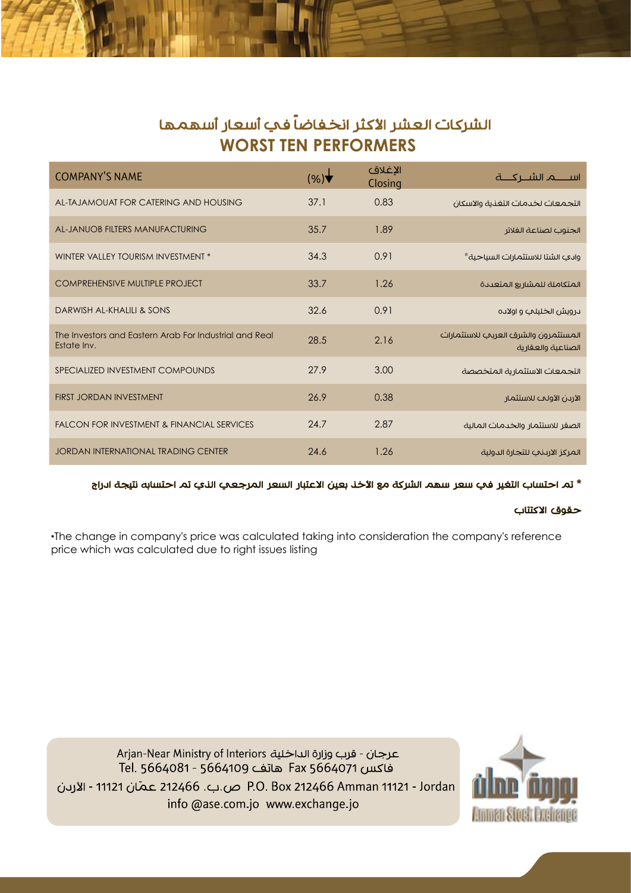## الشركات العشر الأكثر انخفاضاً في أسعار أسهمها
## WORST TEN PERFORMERS

| COMPANY'S NAME | (%)↓ | الإغلاق Closing | اســم الشــركــة |
|---|---|---|---|
| AL-TAJAMOUAT FOR CATERING AND HOUSING | 37.1 | 0.83 | التجمعات لخدمات التغذية والاسكان |
| AL-JANUOB FILTERS MANUFACTURING | 35.7 | 1.89 | الجنوب لصناعة الفلاتر |
| WINTER VALLEY TOURISM INVESTMENT * | 34.3 | 0.91 | وادي الشتا للاستثمارات السياحية* |
| COMPREHENSIVE MULTIPLE PROJECT | 33.7 | 1.26 | المتكاملة للمشاريع المتعددة |
| DARWISH AL-KHALILI & SONS | 32.6 | 0.91 | درويش الخليلي و اولاده |
| The Investors and Eastern Arab For Industrial and Real Estate Inv. | 28.5 | 2.16 | المستثمرون والشرق العربي للاستثمارات الصناعية والعقارية |
| SPECIALIZED INVESTMENT COMPOUNDS | 27.9 | 3.00 | التجمعات الاستثمارية المتخصصة |
| FIRST JORDAN INVESTMENT | 26.9 | 0.38 | الأردن الأولى للاستثمار |
| FALCON FOR INVESTMENT & FINANCIAL SERVICES | 24.7 | 2.87 | الصقر للاستثمار والخدمات المالية |
| JORDAN INTERNATIONAL TRADING CENTER | 24.6 | 1.26 | المركز الاردني للتجارة الدولية |

* تم احتساب التغير في سعر سهم الشركة مع الأخذ بعين الاعتبار السعر المرجعي الذي تم احتسابه نتيجة ادراج حقوق الاكتتاب

*The change in company's price was calculated taking into consideration the company's reference price which was calculated due to right issues listing

عرجان - قرب وزارة الداخلية Arjan-Near Ministry of Interiors
فاكس 5664071 Fax هاتف 5664109 - 5664081 .Tel
P.O. Box 212466 Amman 11121 - Jordan ص.ب. 212466 عمّان 11121 - الأردن
info @ase.com.jo www.exchange.jo

بورصة عمان
Amman Stock Exchange